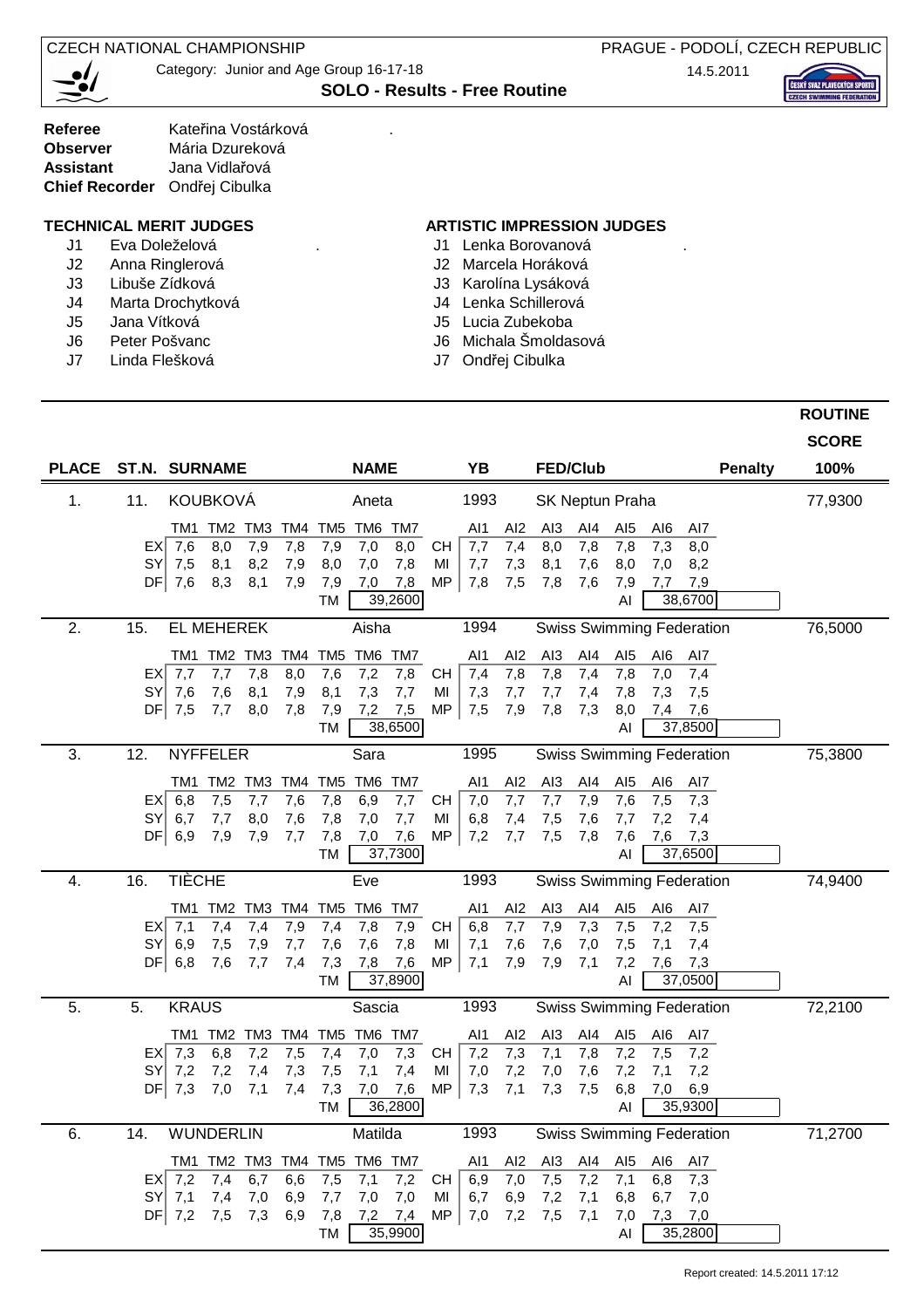CZECH NATIONAL CHAMPIONSHIP

PRAGUE - PODOLÍ, CZECH REPUBLIC

Category: Junior and Age Group 16-17-18

14.5.2011

## SOLO - Results - Free Routine

**Referee** Kateřina Vostárková
**Observer** Mária Dzureková
**Assistant** Jana Vidlařová
**Chief Recorder** Ondřej Cibulka

### TECHNICAL MERIT JUDGES

- J1 Eva Doleželová
- J2 Anna Ringlerová
- J3 Libuše Zídková
- J4 Marta Drochytková
- J5 Jana Vítková
- J6 Peter Pošvanc
- J7 Linda Flešková

### ARTISTIC IMPRESSION JUDGES

- J1 Lenka Borovanová
- J2 Marcela Horáková
- J3 Karolína Lysáková
- J4 Lenka Schillerová
- J5 Lucia Zubekoba
- J6 Michala Šmoldasová
- J7 Ondřej Cibulka

| PLACE | ST.N. | SURNAME | NAME | YB | FED/Club | Penalty | ROUTINE SCORE 100% |
|---|---|---|---|---|---|---|---|
| 1. | 11. | KOUBKOVÁ | Aneta | 1993 | SK Neptun Praha | | 77,9300 |
| 2. | 15. | EL MEHEREK | Aisha | 1994 | Swiss Swimming Federation | | 76,5000 |
| 3. | 12. | NYFFELER | Sara | 1995 | Swiss Swimming Federation | | 75,3800 |
| 4. | 16. | TIÈCHE | Eve | 1993 | Swiss Swimming Federation | | 74,9400 |
| 5. | 5. | KRAUS | Sascia | 1993 | Swiss Swimming Federation | | 72,2100 |
| 6. | 14. | WUNDERLIN | Matilda | 1993 | Swiss Swimming Federation | | 71,2700 |

**1. KOUBKOVÁ Aneta**

| | TM1 | TM2 | TM3 | TM4 | TM5 | TM6 | TM7 | | AI1 | AI2 | AI3 | AI4 | AI5 | AI6 | AI7 |
|---|---|---|---|---|---|---|---|---|---|---|---|---|---|---|---|
| EX | 7,6 | 8,0 | 7,9 | 7,8 | 7,9 | 7,0 | 8,0 | CH | 7,7 | 7,4 | 8,0 | 7,8 | 7,8 | 7,3 | 8,0 |
| SY | 7,5 | 8,1 | 8,2 | 7,9 | 8,0 | 7,0 | 7,8 | MI | 7,7 | 7,3 | 8,1 | 7,6 | 8,0 | 7,0 | 8,2 |
| DF | 7,6 | 8,3 | 8,1 | 7,9 | 7,9 | 7,0 | 7,8 | MP | 7,8 | 7,5 | 7,8 | 7,6 | 7,9 | 7,7 | 7,9 |
| | | | | | TM | 39,2600 | | | | | | | AI | 38,6700 | |

**2. EL MEHEREK Aisha**

| | TM1 | TM2 | TM3 | TM4 | TM5 | TM6 | TM7 | | AI1 | AI2 | AI3 | AI4 | AI5 | AI6 | AI7 |
|---|---|---|---|---|---|---|---|---|---|---|---|---|---|---|---|
| EX | 7,7 | 7,7 | 7,8 | 8,0 | 7,6 | 7,2 | 7,8 | CH | 7,4 | 7,8 | 7,8 | 7,4 | 7,8 | 7,0 | 7,4 |
| SY | 7,6 | 7,6 | 8,1 | 7,9 | 8,1 | 7,3 | 7,7 | MI | 7,3 | 7,7 | 7,7 | 7,4 | 7,8 | 7,3 | 7,5 |
| DF | 7,5 | 7,7 | 8,0 | 7,8 | 7,9 | 7,2 | 7,5 | MP | 7,5 | 7,9 | 7,8 | 7,3 | 8,0 | 7,4 | 7,6 |
| | | | | | TM | 38,6500 | | | | | | | AI | 37,8500 | |

**3. NYFFELER Sara**

| | TM1 | TM2 | TM3 | TM4 | TM5 | TM6 | TM7 | | AI1 | AI2 | AI3 | AI4 | AI5 | AI6 | AI7 |
|---|---|---|---|---|---|---|---|---|---|---|---|---|---|---|---|
| EX | 6,8 | 7,5 | 7,7 | 7,6 | 7,8 | 6,9 | 7,7 | CH | 7,0 | 7,7 | 7,7 | 7,9 | 7,6 | 7,5 | 7,3 |
| SY | 6,7 | 7,7 | 8,0 | 7,6 | 7,8 | 7,0 | 7,7 | MI | 6,8 | 7,4 | 7,5 | 7,6 | 7,7 | 7,2 | 7,4 |
| DF | 6,9 | 7,9 | 7,9 | 7,7 | 7,8 | 7,0 | 7,6 | MP | 7,2 | 7,7 | 7,5 | 7,8 | 7,6 | 7,6 | 7,3 |
| | | | | | TM | 37,7300 | | | | | | | AI | 37,6500 | |

**4. TIÈCHE Eve**

| | TM1 | TM2 | TM3 | TM4 | TM5 | TM6 | TM7 | | AI1 | AI2 | AI3 | AI4 | AI5 | AI6 | AI7 |
|---|---|---|---|---|---|---|---|---|---|---|---|---|---|---|---|
| EX | 7,1 | 7,4 | 7,4 | 7,9 | 7,4 | 7,8 | 7,9 | CH | 6,8 | 7,7 | 7,9 | 7,3 | 7,5 | 7,2 | 7,5 |
| SY | 6,9 | 7,5 | 7,9 | 7,7 | 7,6 | 7,6 | 7,8 | MI | 7,1 | 7,6 | 7,6 | 7,0 | 7,5 | 7,1 | 7,4 |
| DF | 6,8 | 7,6 | 7,7 | 7,4 | 7,3 | 7,8 | 7,6 | MP | 7,1 | 7,9 | 7,9 | 7,1 | 7,2 | 7,6 | 7,3 |
| | | | | | TM | 37,8900 | | | | | | | AI | 37,0500 | |

**5. KRAUS Sascia**

| | TM1 | TM2 | TM3 | TM4 | TM5 | TM6 | TM7 | | AI1 | AI2 | AI3 | AI4 | AI5 | AI6 | AI7 |
|---|---|---|---|---|---|---|---|---|---|---|---|---|---|---|---|
| EX | 7,3 | 6,8 | 7,2 | 7,5 | 7,4 | 7,0 | 7,3 | CH | 7,2 | 7,3 | 7,1 | 7,8 | 7,2 | 7,5 | 7,2 |
| SY | 7,2 | 7,2 | 7,4 | 7,3 | 7,5 | 7,1 | 7,4 | MI | 7,0 | 7,2 | 7,0 | 7,6 | 7,2 | 7,1 | 7,2 |
| DF | 7,3 | 7,0 | 7,1 | 7,4 | 7,3 | 7,0 | 7,6 | MP | 7,3 | 7,1 | 7,3 | 7,5 | 6,8 | 7,0 | 6,9 |
| | | | | | TM | 36,2800 | | | | | | | AI | 35,9300 | |

**6. WUNDERLIN Matilda**

| | TM1 | TM2 | TM3 | TM4 | TM5 | TM6 | TM7 | | AI1 | AI2 | AI3 | AI4 | AI5 | AI6 | AI7 |
|---|---|---|---|---|---|---|---|---|---|---|---|---|---|---|---|
| EX | 7,2 | 7,4 | 6,7 | 6,6 | 7,5 | 7,1 | 7,2 | CH | 6,9 | 7,0 | 7,5 | 7,2 | 7,1 | 6,8 | 7,3 |
| SY | 7,1 | 7,4 | 7,0 | 6,9 | 7,7 | 7,0 | 7,0 | MI | 6,7 | 6,9 | 7,2 | 7,1 | 6,8 | 6,7 | 7,0 |
| DF | 7,2 | 7,5 | 7,3 | 6,9 | 7,8 | 7,2 | 7,4 | MP | 7,0 | 7,2 | 7,5 | 7,1 | 7,0 | 7,3 | 7,0 |
| | | | | | TM | 35,9900 | | | | | | | AI | 35,2800 | |

Report created: 14.5.2011 17:12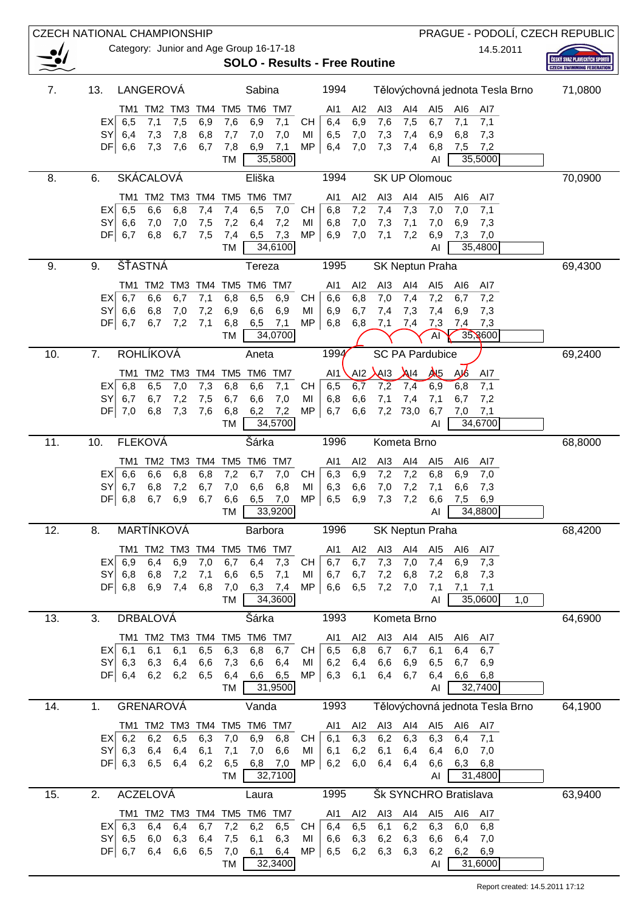CZECH NATIONAL CHAMPIONSHIP — PRAGUE - PODOLÍ, CZECH REPUBLIC

Category: Junior and Age Group 16-17-18 — 14.5.2011

## SOLO - Results - Free Routine

**7. 13. LANGEROVÁ Sabina 1994 Tělovýchovná jednota Tesla Brno — 71,0800**

| | TM1 | TM2 | TM3 | TM4 | TM5 | TM6 | TM7 | | AI1 | AI2 | AI3 | AI4 | AI5 | AI6 | AI7 |
|---|---|---|---|---|---|---|---|---|---|---|---|---|---|---|---|
| EX | 6,5 | 7,1 | 7,5 | 6,9 | 7,6 | 6,9 | 7,1 | CH | 6,4 | 6,9 | 7,6 | 7,5 | 6,7 | 7,1 | 7,1 |
| SY | 6,4 | 7,3 | 7,8 | 6,8 | 7,7 | 7,0 | 7,0 | MI | 6,5 | 7,0 | 7,3 | 7,4 | 6,9 | 6,8 | 7,3 |
| DF | 6,6 | 7,3 | 7,6 | 6,7 | 7,8 | 6,9 | 7,1 | MP | 6,4 | 7,0 | 7,3 | 7,4 | 6,8 | 7,5 | 7,2 |
| | | | | | TM | 35,5800 | | | | | | | AI | 35,5000 | |

**8. 6. SKÁCALOVÁ Eliška 1994 SK UP Olomouc — 70,0900**

| | TM1 | TM2 | TM3 | TM4 | TM5 | TM6 | TM7 | | AI1 | AI2 | AI3 | AI4 | AI5 | AI6 | AI7 |
|---|---|---|---|---|---|---|---|---|---|---|---|---|---|---|---|
| EX | 6,5 | 6,6 | 6,8 | 7,4 | 7,4 | 6,5 | 7,0 | CH | 6,8 | 7,2 | 7,4 | 7,3 | 7,0 | 7,0 | 7,1 |
| SY | 6,6 | 7,0 | 7,0 | 7,5 | 7,2 | 6,4 | 7,2 | MI | 6,8 | 7,0 | 7,3 | 7,1 | 7,0 | 6,9 | 7,3 |
| DF | 6,7 | 6,8 | 6,7 | 7,5 | 7,4 | 6,5 | 7,3 | MP | 6,9 | 7,0 | 7,1 | 7,2 | 6,9 | 7,3 | 7,0 |
| | | | | | TM | 34,6100 | | | | | | | AI | 35,4800 | |

**9. 9. ŠŤASTNÁ Tereza 1995 SK Neptun Praha — 69,4300**

| | TM1 | TM2 | TM3 | TM4 | TM5 | TM6 | TM7 | | AI1 | AI2 | AI3 | AI4 | AI5 | AI6 | AI7 |
|---|---|---|---|---|---|---|---|---|---|---|---|---|---|---|---|
| EX | 6,7 | 6,6 | 6,7 | 7,1 | 6,8 | 6,5 | 6,9 | CH | 6,6 | 6,8 | 7,0 | 7,4 | 7,2 | 6,7 | 7,2 |
| SY | 6,6 | 6,8 | 7,0 | 7,2 | 6,9 | 6,6 | 6,9 | MI | 6,9 | 6,7 | 7,4 | 7,3 | 7,4 | 6,9 | 7,3 |
| DF | 6,7 | 6,7 | 7,2 | 7,1 | 6,8 | 6,5 | 7,1 | MP | 6,8 | 6,8 | 7,1 | 7,4 | 7,3 | 7,4 | 7,3 |
| | | | | | TM | 34,0700 | | | | | | | AI | 35,3600 | |

**10. 7. ROHLÍKOVÁ Aneta 1994 SC PA Pardubice — 69,2400**

| | TM1 | TM2 | TM3 | TM4 | TM5 | TM6 | TM7 | | AI1 | AI2 | AI3 | AI4 | AI5 | AI6 | AI7 |
|---|---|---|---|---|---|---|---|---|---|---|---|---|---|---|---|
| EX | 6,8 | 6,5 | 7,0 | 7,3 | 6,8 | 6,6 | 7,1 | CH | 6,5 | 6,7 | 7,2 | 7,4 | 6,9 | 6,8 | 7,1 |
| SY | 6,7 | 6,7 | 7,2 | 7,5 | 6,7 | 6,6 | 7,0 | MI | 6,8 | 6,6 | 7,1 | 7,4 | 7,1 | 6,7 | 7,2 |
| DF | 7,0 | 6,8 | 7,3 | 7,6 | 6,8 | 6,2 | 7,2 | MP | 6,7 | 6,6 | 7,2 | 73,0 | 6,7 | 7,0 | 7,1 |
| | | | | | TM | 34,5700 | | | | | | | AI | 34,6700 | |

**11. 10. FLEKOVÁ Šárka 1996 Kometa Brno — 68,8000**

| | TM1 | TM2 | TM3 | TM4 | TM5 | TM6 | TM7 | | AI1 | AI2 | AI3 | AI4 | AI5 | AI6 | AI7 |
|---|---|---|---|---|---|---|---|---|---|---|---|---|---|---|---|
| EX | 6,6 | 6,6 | 6,8 | 6,8 | 7,2 | 6,7 | 7,0 | CH | 6,3 | 6,9 | 7,2 | 7,2 | 6,8 | 6,9 | 7,0 |
| SY | 6,7 | 6,8 | 7,2 | 6,7 | 7,0 | 6,6 | 6,8 | MI | 6,3 | 6,6 | 7,0 | 7,2 | 7,1 | 6,6 | 7,3 |
| DF | 6,8 | 6,7 | 6,9 | 6,7 | 6,6 | 6,5 | 7,0 | MP | 6,5 | 6,9 | 7,3 | 7,2 | 6,6 | 7,5 | 6,9 |
| | | | | | TM | 33,9200 | | | | | | | AI | 34,8800 | |

**12. 8. MARTÍNKOVÁ Barbora 1996 SK Neptun Praha — 68,4200**

| | TM1 | TM2 | TM3 | TM4 | TM5 | TM6 | TM7 | | AI1 | AI2 | AI3 | AI4 | AI5 | AI6 | AI7 | |
|---|---|---|---|---|---|---|---|---|---|---|---|---|---|---|---|---|
| EX | 6,9 | 6,4 | 6,9 | 7,0 | 6,7 | 6,4 | 7,3 | CH | 6,7 | 6,7 | 7,3 | 7,0 | 7,4 | 6,9 | 7,3 | |
| SY | 6,8 | 6,8 | 7,2 | 7,1 | 6,6 | 6,5 | 7,1 | MI | 6,7 | 6,7 | 7,2 | 6,8 | 7,2 | 6,8 | 7,3 | |
| DF | 6,8 | 6,9 | 7,4 | 6,8 | 7,0 | 6,3 | 7,4 | MP | 6,6 | 6,5 | 7,2 | 7,0 | 7,1 | 7,1 | 7,1 | |
| | | | | | TM | 34,3600 | | | | | | | AI | 35,0600 | | 1,0 |

**13. 3. DRBALOVÁ Šárka 1993 Kometa Brno — 64,6900**

| | TM1 | TM2 | TM3 | TM4 | TM5 | TM6 | TM7 | | AI1 | AI2 | AI3 | AI4 | AI5 | AI6 | AI7 |
|---|---|---|---|---|---|---|---|---|---|---|---|---|---|---|---|
| EX | 6,1 | 6,1 | 6,1 | 6,5 | 6,3 | 6,8 | 6,7 | CH | 6,5 | 6,8 | 6,7 | 6,7 | 6,1 | 6,4 | 6,7 |
| SY | 6,3 | 6,3 | 6,4 | 6,6 | 7,3 | 6,6 | 6,4 | MI | 6,2 | 6,4 | 6,6 | 6,9 | 6,5 | 6,7 | 6,9 |
| DF | 6,4 | 6,2 | 6,2 | 6,5 | 6,4 | 6,6 | 6,5 | MP | 6,3 | 6,1 | 6,4 | 6,7 | 6,4 | 6,6 | 6,8 |
| | | | | | TM | 31,9500 | | | | | | | AI | 32,7400 | |

**14. 1. GRENAROVÁ Vanda 1993 Tělovýchovná jednota Tesla Brno — 64,1900**

| | TM1 | TM2 | TM3 | TM4 | TM5 | TM6 | TM7 | | AI1 | AI2 | AI3 | AI4 | AI5 | AI6 | AI7 |
|---|---|---|---|---|---|---|---|---|---|---|---|---|---|---|---|
| EX | 6,2 | 6,2 | 6,5 | 6,3 | 7,0 | 6,9 | 6,8 | CH | 6,1 | 6,3 | 6,2 | 6,3 | 6,3 | 6,4 | 7,1 |
| SY | 6,3 | 6,4 | 6,4 | 6,1 | 7,1 | 7,0 | 6,6 | MI | 6,1 | 6,2 | 6,1 | 6,4 | 6,4 | 6,0 | 7,0 |
| DF | 6,3 | 6,5 | 6,4 | 6,2 | 6,5 | 6,8 | 7,0 | MP | 6,2 | 6,0 | 6,4 | 6,4 | 6,6 | 6,3 | 6,8 |
| | | | | | TM | 32,7100 | | | | | | | AI | 31,4800 | |

**15. 2. ACZELOVÁ Laura 1995 Šk SYNCHRO Bratislava — 63,9400**

| | TM1 | TM2 | TM3 | TM4 | TM5 | TM6 | TM7 | | AI1 | AI2 | AI3 | AI4 | AI5 | AI6 | AI7 |
|---|---|---|---|---|---|---|---|---|---|---|---|---|---|---|---|
| EX | 6,3 | 6,4 | 6,4 | 6,7 | 7,2 | 6,2 | 6,5 | CH | 6,4 | 6,5 | 6,1 | 6,2 | 6,3 | 6,0 | 6,8 |
| SY | 6,5 | 6,0 | 6,3 | 6,4 | 7,5 | 6,1 | 6,3 | MI | 6,6 | 6,3 | 6,2 | 6,3 | 6,6 | 6,4 | 7,0 |
| DF | 6,7 | 6,4 | 6,6 | 6,5 | 7,0 | 6,1 | 6,4 | MP | 6,5 | 6,2 | 6,3 | 6,3 | 6,2 | 6,2 | 6,9 |
| | | | | | TM | 32,3400 | | | | | | | AI | 31,6000 | |

Report created: 14.5.2011 17:12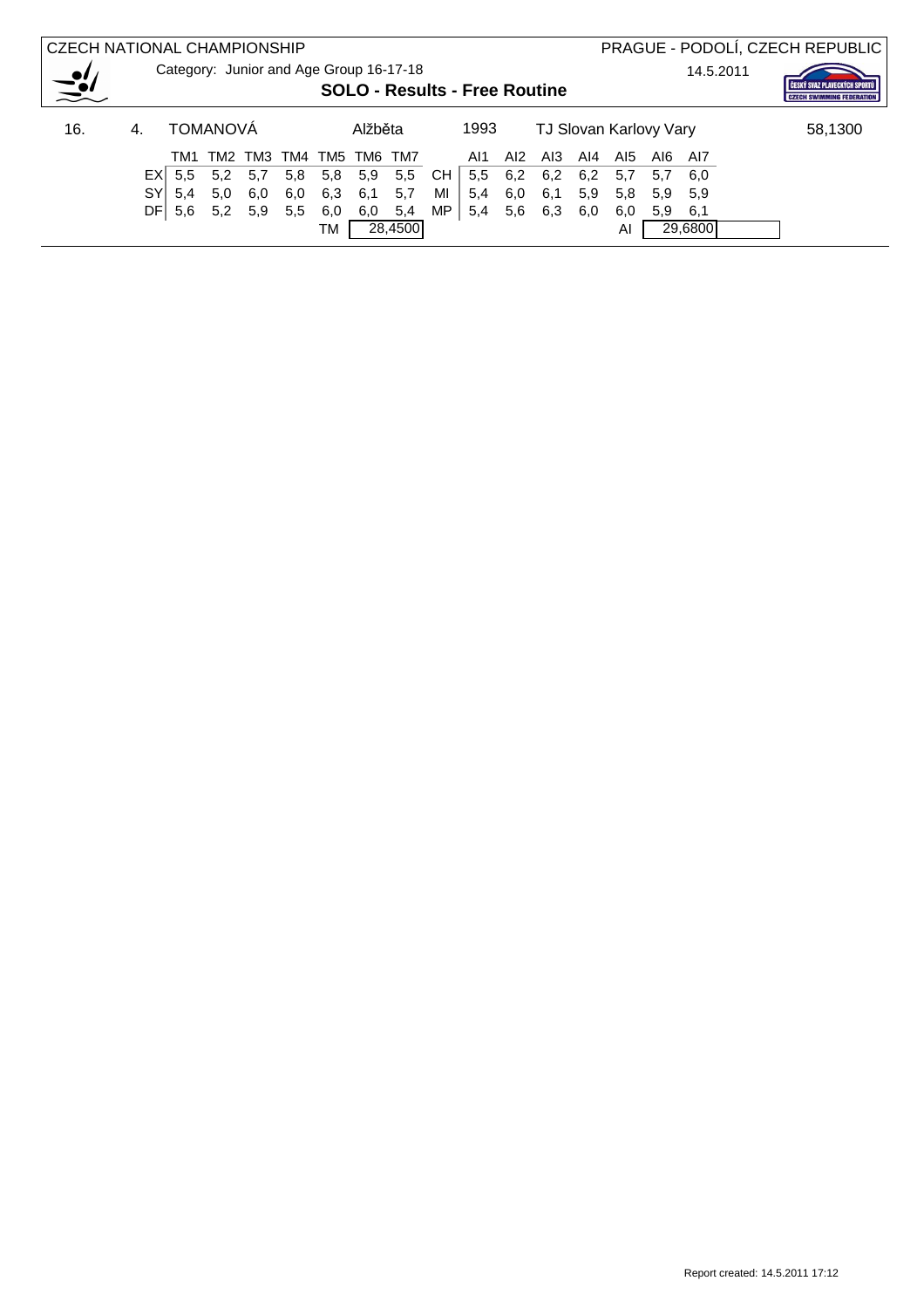CZECH NATIONAL CHAMPIONSHIP

PRAGUE - PODOLÍ, CZECH REPUBLIC

Category: Junior and Age Group 16-17-18

14.5.2011

## SOLO - Results - Free Routine

| | | | | | | | | | | | | | | | | | | |
|---|---|---|---|---|---|---|---|---|---|---|---|---|---|---|---|---|---|---|
| 16. | 4. | TOMANOVÁ | | | | Alžběta | | | | 1993 | | TJ Slovan Karlovy Vary | | | | | | 58,1300 |
| | | TM1 | TM2 | TM3 | TM4 | TM5 | TM6 | TM7 | | AI1 | AI2 | AI3 | AI4 | AI5 | AI6 | AI7 | | |
| | EX | 5,5 | 5,2 | 5,7 | 5,8 | 5,8 | 5,9 | 5,5 | CH | 5,5 | 6,2 | 6,2 | 6,2 | 5,7 | 5,7 | 6,0 | | |
| | SY | 5,4 | 5,0 | 6,0 | 6,0 | 6,3 | 6,1 | 5,7 | MI | 5,4 | 6,0 | 6,1 | 5,9 | 5,8 | 5,9 | 5,9 | | |
| | DF | 5,6 | 5,2 | 5,9 | 5,5 | 6,0 | 6,0 | 5,4 | MP | 5,4 | 5,6 | 6,3 | 6,0 | 6,0 | 5,9 | 6,1 | | |
| | | | | | | TM | | 28,4500 | | | | | | AI | | 29,6800 | | |

Report created: 14.5.2011 17:12